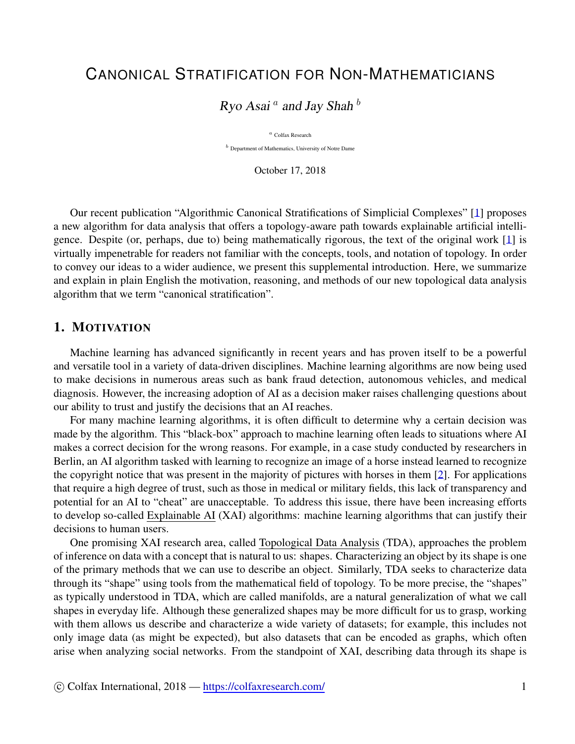# Canonical Stratification for Non-Mathematicians

*Ryo Asai* [a] *and Jay Shah* [b]

[a] Colfax Research

[b] Department of Mathematics, University of Notre Dame

October 17, 2018

Our recent publication "Algorithmic Canonical Stratifications of Simplicial Complexes" [1] proposes a new algorithm for data analysis that offers a topology-aware path towards explainable artificial intelligence. Despite (or, perhaps, due to) being mathematically rigorous, the text of the original work [1] is virtually impenetrable for readers not familiar with the concepts, tools, and notation of topology. In order to convey our ideas to a wider audience, we present this supplemental introduction. Here, we summarize and explain in plain English the motivation, reasoning, and methods of our new topological data analysis algorithm that we term "canonical stratification".

## 1. Motivation

Machine learning has advanced significantly in recent years and has proven itself to be a powerful and versatile tool in a variety of data-driven disciplines. Machine learning algorithms are now being used to make decisions in numerous areas such as bank fraud detection, autonomous vehicles, and medical diagnosis. However, the increasing adoption of AI as a decision maker raises challenging questions about our ability to trust and justify the decisions that an AI reaches.

For many machine learning algorithms, it is often difficult to determine why a certain decision was made by the algorithm. This "black-box" approach to machine learning often leads to situations where AI makes a correct decision for the wrong reasons. For example, in a case study conducted by researchers in Berlin, an AI algorithm tasked with learning to recognize an image of a horse instead learned to recognize the copyright notice that was present in the majority of pictures with horses in them [2]. For applications that require a high degree of trust, such as those in medical or military fields, this lack of transparency and potential for an AI to "cheat" are unacceptable. To address this issue, there have been increasing efforts to develop so-called Explainable AI (XAI) algorithms: machine learning algorithms that can justify their decisions to human users.

One promising XAI research area, called Topological Data Analysis (TDA), approaches the problem of inference on data with a concept that is natural to us: shapes. Characterizing an object by its shape is one of the primary methods that we can use to describe an object. Similarly, TDA seeks to characterize data through its "shape" using tools from the mathematical field of topology. To be more precise, the "shapes" as typically understood in TDA, which are called manifolds, are a natural generalization of what we call shapes in everyday life. Although these generalized shapes may be more difficult for us to grasp, working with them allows us describe and characterize a wide variety of datasets; for example, this includes not only image data (as might be expected), but also datasets that can be encoded as graphs, which often arise when analyzing social networks. From the standpoint of XAI, describing data through its shape is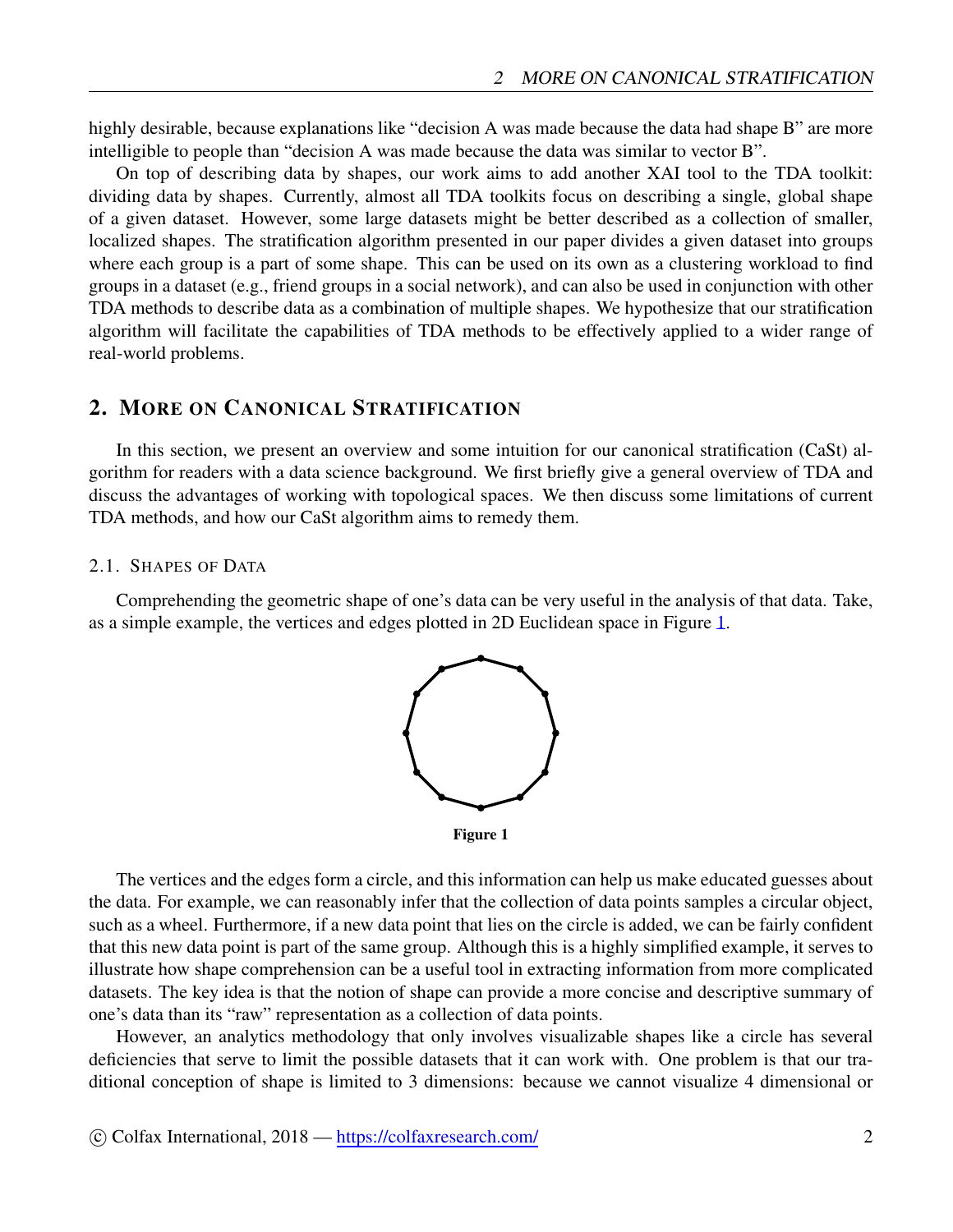highly desirable, because explanations like "decision A was made because the data had shape B" are more intelligible to people than "decision A was made because the data was similar to vector B".

On top of describing data by shapes, our work aims to add another XAI tool to the TDA toolkit: dividing data by shapes. Currently, almost all TDA toolkits focus on describing a single, global shape of a given dataset. However, some large datasets might be better described as a collection of smaller, localized shapes. The stratification algorithm presented in our paper divides a given dataset into groups where each group is a part of some shape. This can be used on its own as a clustering workload to find groups in a dataset (e.g., friend groups in a social network), and can also be used in conjunction with other TDA methods to describe data as a combination of multiple shapes. We hypothesize that our stratification algorithm will facilitate the capabilities of TDA methods to be effectively applied to a wider range of real-world problems.

## 2. More on Canonical Stratification

In this section, we present an overview and some intuition for our canonical stratification (CaSt) algorithm for readers with a data science background. We first briefly give a general overview of TDA and discuss the advantages of working with topological spaces. We then discuss some limitations of current TDA methods, and how our CaSt algorithm aims to remedy them.

### 2.1. Shapes of Data

Comprehending the geometric shape of one's data can be very useful in the analysis of that data. Take, as a simple example, the vertices and edges plotted in 2D Euclidean space in Figure 1.

**Figure 1**

The vertices and the edges form a circle, and this information can help us make educated guesses about the data. For example, we can reasonably infer that the collection of data points samples a circular object, such as a wheel. Furthermore, if a new data point that lies on the circle is added, we can be fairly confident that this new data point is part of the same group. Although this is a highly simplified example, it serves to illustrate how shape comprehension can be a useful tool in extracting information from more complicated datasets. The key idea is that the notion of shape can provide a more concise and descriptive summary of one's data than its "raw" representation as a collection of data points.

However, an analytics methodology that only involves visualizable shapes like a circle has several deficiencies that serve to limit the possible datasets that it can work with. One problem is that our traditional conception of shape is limited to 3 dimensions: because we cannot visualize 4 dimensional or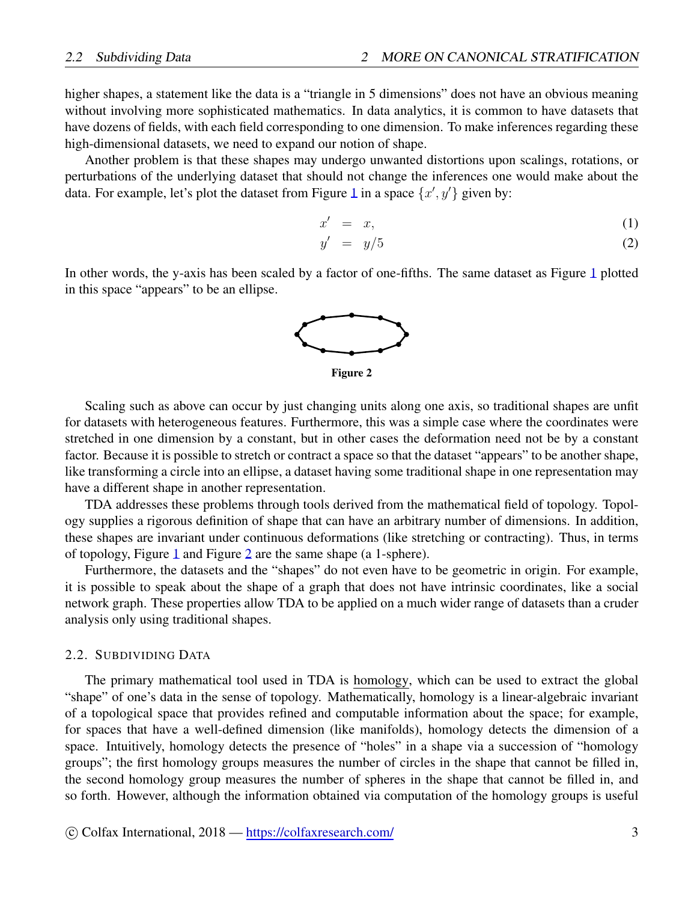higher shapes, a statement like the data is a "triangle in 5 dimensions" does not have an obvious meaning without involving more sophisticated mathematics. In data analytics, it is common to have datasets that have dozens of fields, with each field corresponding to one dimension. To make inferences regarding these high-dimensional datasets, we need to expand our notion of shape.

Another problem is that these shapes may undergo unwanted distortions upon scalings, rotations, or perturbations of the underlying dataset that should not change the inferences one would make about the data. For example, let's plot the dataset from Figure 1 in a space $\{x', y'\}$ given by:

$$x' = x, \tag{1}$$

$$y' = y/5 \tag{2}$$

In other words, the y-axis has been scaled by a factor of one-fifths. The same dataset as Figure 1 plotted in this space "appears" to be an ellipse.

**Figure 2**

Scaling such as above can occur by just changing units along one axis, so traditional shapes are unfit for datasets with heterogeneous features. Furthermore, this was a simple case where the coordinates were stretched in one dimension by a constant, but in other cases the deformation need not be by a constant factor. Because it is possible to stretch or contract a space so that the dataset "appears" to be another shape, like transforming a circle into an ellipse, a dataset having some traditional shape in one representation may have a different shape in another representation.

TDA addresses these problems through tools derived from the mathematical field of topology. Topology supplies a rigorous definition of shape that can have an arbitrary number of dimensions. In addition, these shapes are invariant under continuous deformations (like stretching or contracting). Thus, in terms of topology, Figure 1 and Figure 2 are the same shape (a 1-sphere).

Furthermore, the datasets and the "shapes" do not even have to be geometric in origin. For example, it is possible to speak about the shape of a graph that does not have intrinsic coordinates, like a social network graph. These properties allow TDA to be applied on a much wider range of datasets than a cruder analysis only using traditional shapes.

### 2.2. Subdividing Data

The primary mathematical tool used in TDA is homology, which can be used to extract the global "shape" of one's data in the sense of topology. Mathematically, homology is a linear-algebraic invariant of a topological space that provides refined and computable information about the space; for example, for spaces that have a well-defined dimension (like manifolds), homology detects the dimension of a space. Intuitively, homology detects the presence of "holes" in a shape via a succession of "homology groups"; the first homology groups measures the number of circles in the shape that cannot be filled in, the second homology group measures the number of spheres in the shape that cannot be filled in, and so forth. However, although the information obtained via computation of the homology groups is useful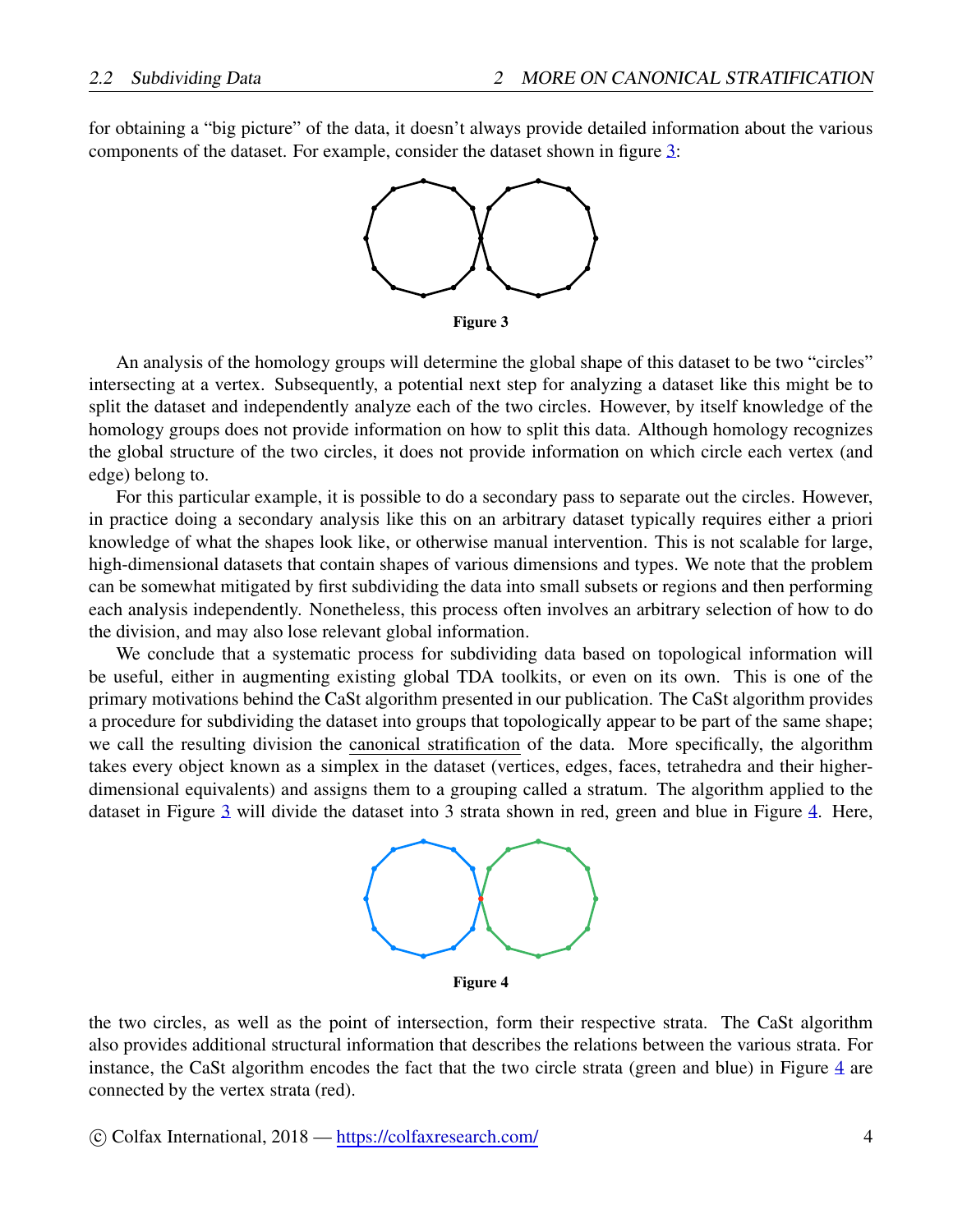for obtaining a "big picture" of the data, it doesn't always provide detailed information about the various components of the dataset. For example, consider the dataset shown in figure 3:

**Figure 3**

An analysis of the homology groups will determine the global shape of this dataset to be two "circles" intersecting at a vertex. Subsequently, a potential next step for analyzing a dataset like this might be to split the dataset and independently analyze each of the two circles. However, by itself knowledge of the homology groups does not provide information on how to split this data. Although homology recognizes the global structure of the two circles, it does not provide information on which circle each vertex (and edge) belong to.

For this particular example, it is possible to do a secondary pass to separate out the circles. However, in practice doing a secondary analysis like this on an arbitrary dataset typically requires either a priori knowledge of what the shapes look like, or otherwise manual intervention. This is not scalable for large, high-dimensional datasets that contain shapes of various dimensions and types. We note that the problem can be somewhat mitigated by first subdividing the data into small subsets or regions and then performing each analysis independently. Nonetheless, this process often involves an arbitrary selection of how to do the division, and may also lose relevant global information.

We conclude that a systematic process for subdividing data based on topological information will be useful, either in augmenting existing global TDA toolkits, or even on its own. This is one of the primary motivations behind the CaSt algorithm presented in our publication. The CaSt algorithm provides a procedure for subdividing the dataset into groups that topologically appear to be part of the same shape; we call the resulting division the canonical stratification of the data. More specifically, the algorithm takes every object known as a simplex in the dataset (vertices, edges, faces, tetrahedra and their higher-dimensional equivalents) and assigns them to a grouping called a stratum. The algorithm applied to the dataset in Figure 3 will divide the dataset into 3 strata shown in red, green and blue in Figure 4. Here,

**Figure 4**

the two circles, as well as the point of intersection, form their respective strata. The CaSt algorithm also provides additional structural information that describes the relations between the various strata. For instance, the CaSt algorithm encodes the fact that the two circle strata (green and blue) in Figure 4 are connected by the vertex strata (red).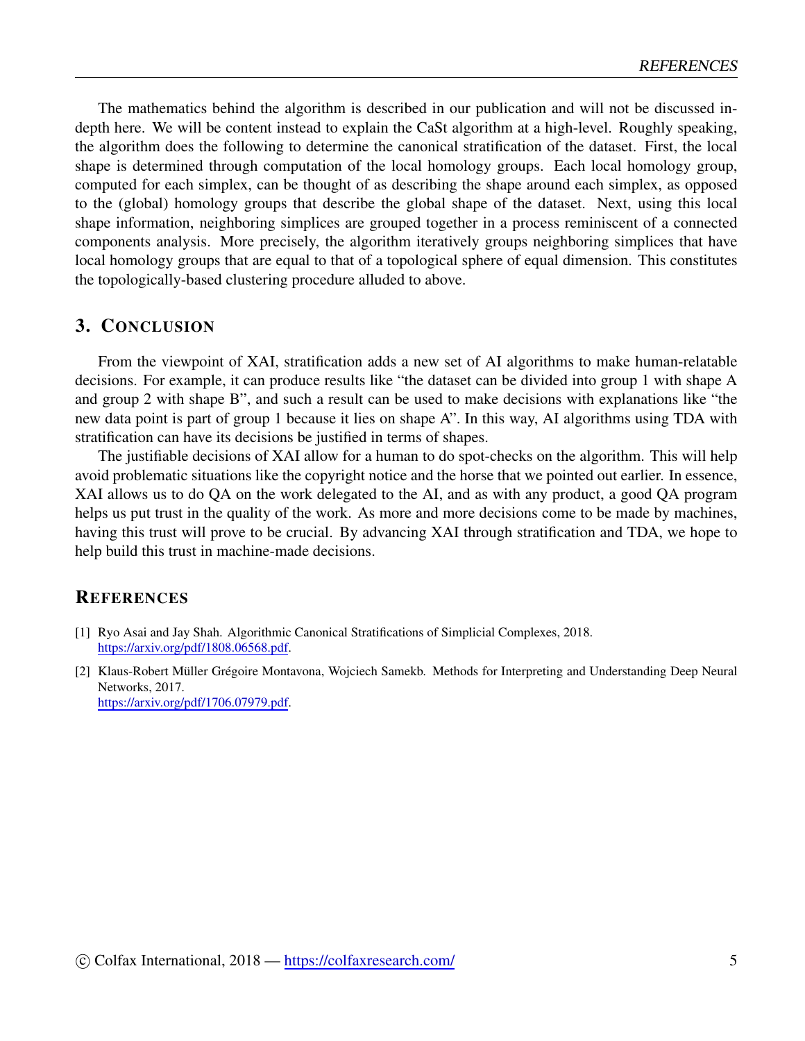The mathematics behind the algorithm is described in our publication and will not be discussed in-depth here. We will be content instead to explain the CaSt algorithm at a high-level. Roughly speaking, the algorithm does the following to determine the canonical stratification of the dataset. First, the local shape is determined through computation of the local homology groups. Each local homology group, computed for each simplex, can be thought of as describing the shape around each simplex, as opposed to the (global) homology groups that describe the global shape of the dataset. Next, using this local shape information, neighboring simplices are grouped together in a process reminiscent of a connected components analysis. More precisely, the algorithm iteratively groups neighboring simplices that have local homology groups that are equal to that of a topological sphere of equal dimension. This constitutes the topologically-based clustering procedure alluded to above.

## 3. Conclusion

From the viewpoint of XAI, stratification adds a new set of AI algorithms to make human-relatable decisions. For example, it can produce results like "the dataset can be divided into group 1 with shape A and group 2 with shape B", and such a result can be used to make decisions with explanations like "the new data point is part of group 1 because it lies on shape A". In this way, AI algorithms using TDA with stratification can have its decisions be justified in terms of shapes.

The justifiable decisions of XAI allow for a human to do spot-checks on the algorithm. This will help avoid problematic situations like the copyright notice and the horse that we pointed out earlier. In essence, XAI allows us to do QA on the work delegated to the AI, and as with any product, a good QA program helps us put trust in the quality of the work. As more and more decisions come to be made by machines, having this trust will prove to be crucial. By advancing XAI through stratification and TDA, we hope to help build this trust in machine-made decisions.

## References

[1] Ryo Asai and Jay Shah. Algorithmic Canonical Stratifications of Simplicial Complexes, 2018. https://arxiv.org/pdf/1808.06568.pdf.

[2] Klaus-Robert Müller Grégoire Montavona, Wojciech Samekb. Methods for Interpreting and Understanding Deep Neural Networks, 2017. https://arxiv.org/pdf/1706.07979.pdf.